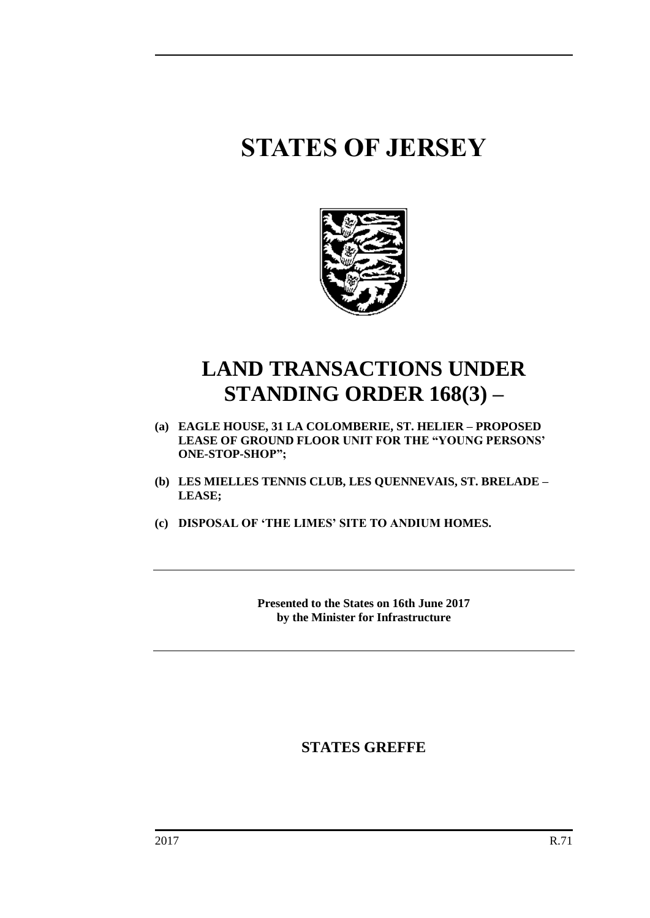# STATES OF JERSEY

# LAND TRANSACTIONS UNDER STANDING ORDER 168(3) –

**(a) EAGLE HOUSE, 31 LA COLOMBERIE, ST. HELIER – PROPOSED LEASE OF GROUND FLOOR UNIT FOR THE "YOUNG PERSONS' ONE-STOP-SHOP";**

**(b) LES MIELLES TENNIS CLUB, LES QUENNEVAIS, ST. BRELADE – LEASE;**

**(c) DISPOSAL OF 'THE LIMES' SITE TO ANDIUM HOMES.**

**Presented to the States on 16th June 2017 by the Minister for Infrastructure**

**STATES GREFFE**

2017 R.71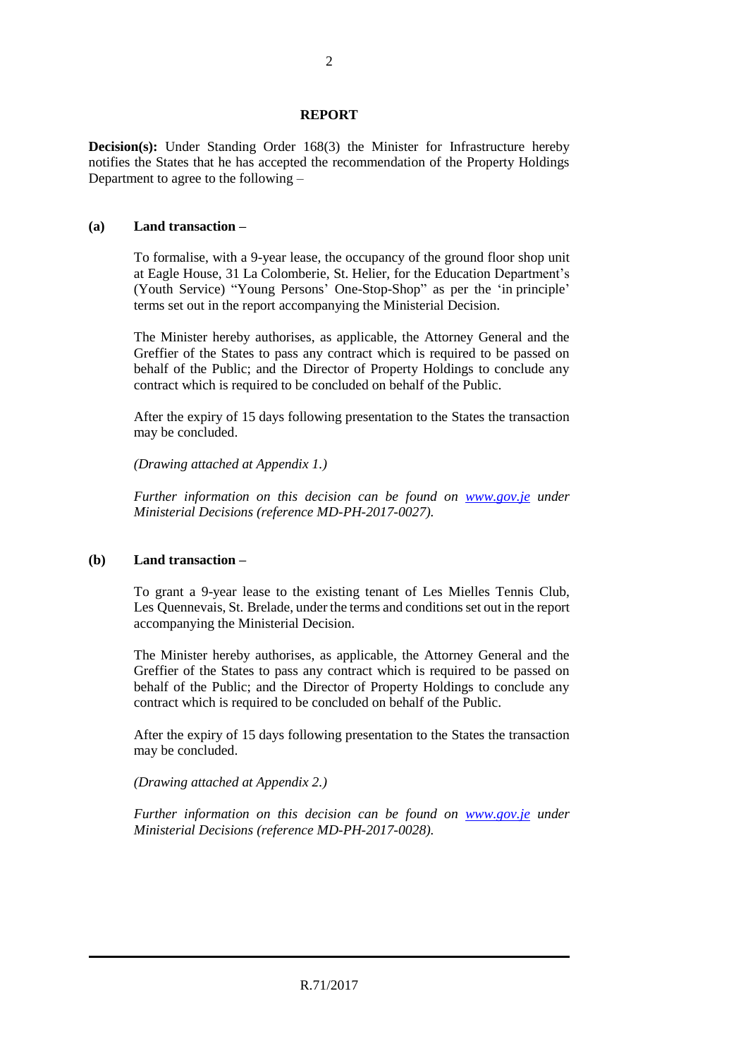## REPORT

**Decision(s):** Under Standing Order 168(3) the Minister for Infrastructure hereby notifies the States that he has accepted the recommendation of the Property Holdings Department to agree to the following –

### (a) Land transaction –

To formalise, with a 9-year lease, the occupancy of the ground floor shop unit at Eagle House, 31 La Colomberie, St. Helier, for the Education Department's (Youth Service) "Young Persons' One-Stop-Shop" as per the 'in principle' terms set out in the report accompanying the Ministerial Decision.

The Minister hereby authorises, as applicable, the Attorney General and the Greffier of the States to pass any contract which is required to be passed on behalf of the Public; and the Director of Property Holdings to conclude any contract which is required to be concluded on behalf of the Public.

After the expiry of 15 days following presentation to the States the transaction may be concluded.

*(Drawing attached at Appendix 1.)*

*Further information on this decision can be found on www.gov.je under Ministerial Decisions (reference MD-PH-2017-0027).*

### (b) Land transaction –

To grant a 9-year lease to the existing tenant of Les Mielles Tennis Club, Les Quennevais, St. Brelade, under the terms and conditions set out in the report accompanying the Ministerial Decision.

The Minister hereby authorises, as applicable, the Attorney General and the Greffier of the States to pass any contract which is required to be passed on behalf of the Public; and the Director of Property Holdings to conclude any contract which is required to be concluded on behalf of the Public.

After the expiry of 15 days following presentation to the States the transaction may be concluded.

*(Drawing attached at Appendix 2.)*

*Further information on this decision can be found on www.gov.je under Ministerial Decisions (reference MD-PH-2017-0028).*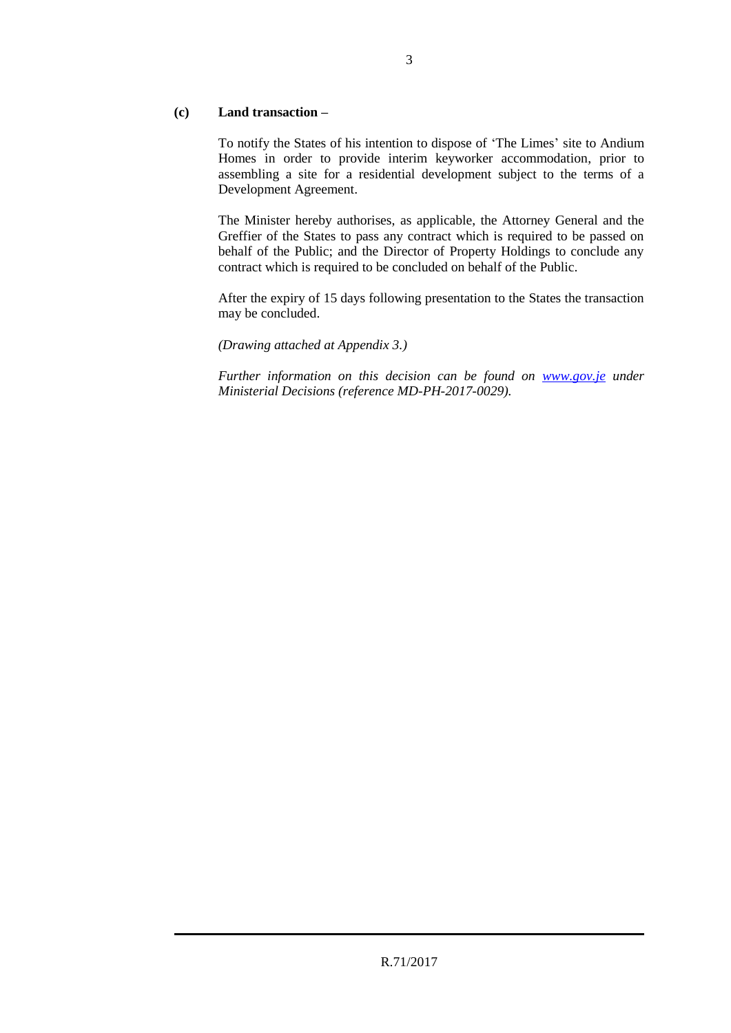**(c) Land transaction –**

To notify the States of his intention to dispose of 'The Limes' site to Andium Homes in order to provide interim keyworker accommodation, prior to assembling a site for a residential development subject to the terms of a Development Agreement.

The Minister hereby authorises, as applicable, the Attorney General and the Greffier of the States to pass any contract which is required to be passed on behalf of the Public; and the Director of Property Holdings to conclude any contract which is required to be concluded on behalf of the Public.

After the expiry of 15 days following presentation to the States the transaction may be concluded.

*(Drawing attached at Appendix 3.)*

*Further information on this decision can be found on [www.gov.je](http://www.gov.je) under Ministerial Decisions (reference MD-PH-2017-0029).*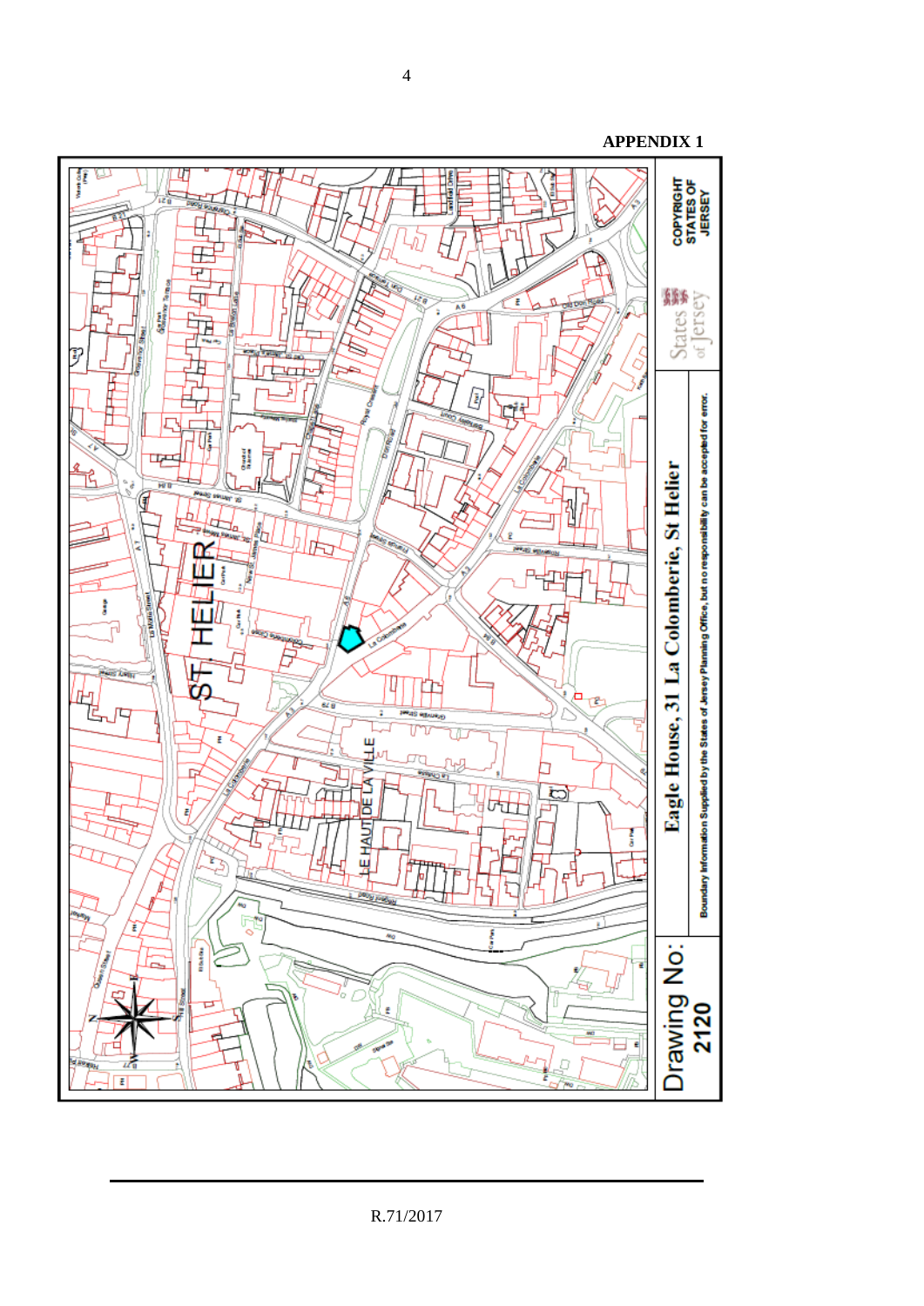**APPENDIX 1**

**Eagle House, 31 La Colomberie, St Helier**

Drawing No: 2120

COPYRIGHT STATES OF JERSEY

Boundary Information Supplied by the States of Jersey Planning Office, but no responsibility can be accepted for error.

R.71/2017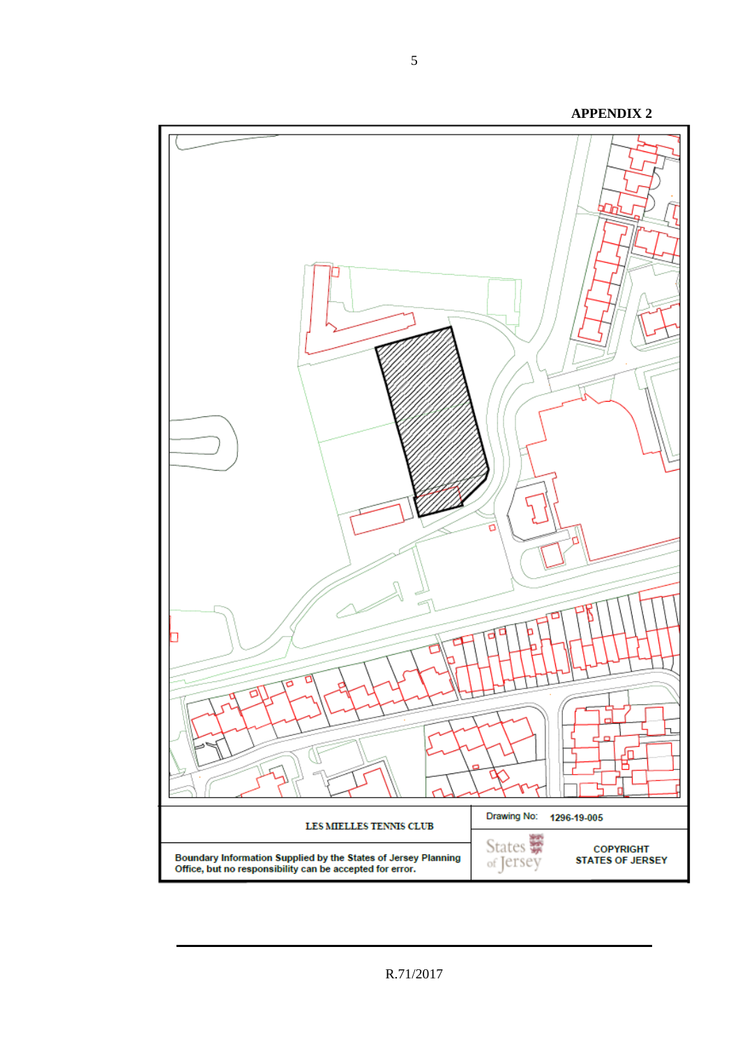**APPENDIX 2**

| LES MIELLES TENNIS CLUB | Drawing No: 1296-19-005 |
| --- | --- |
| Boundary Information Supplied by the States of Jersey Planning Office, but no responsibility can be accepted for error. | States of Jersey — COPYRIGHT STATES OF JERSEY |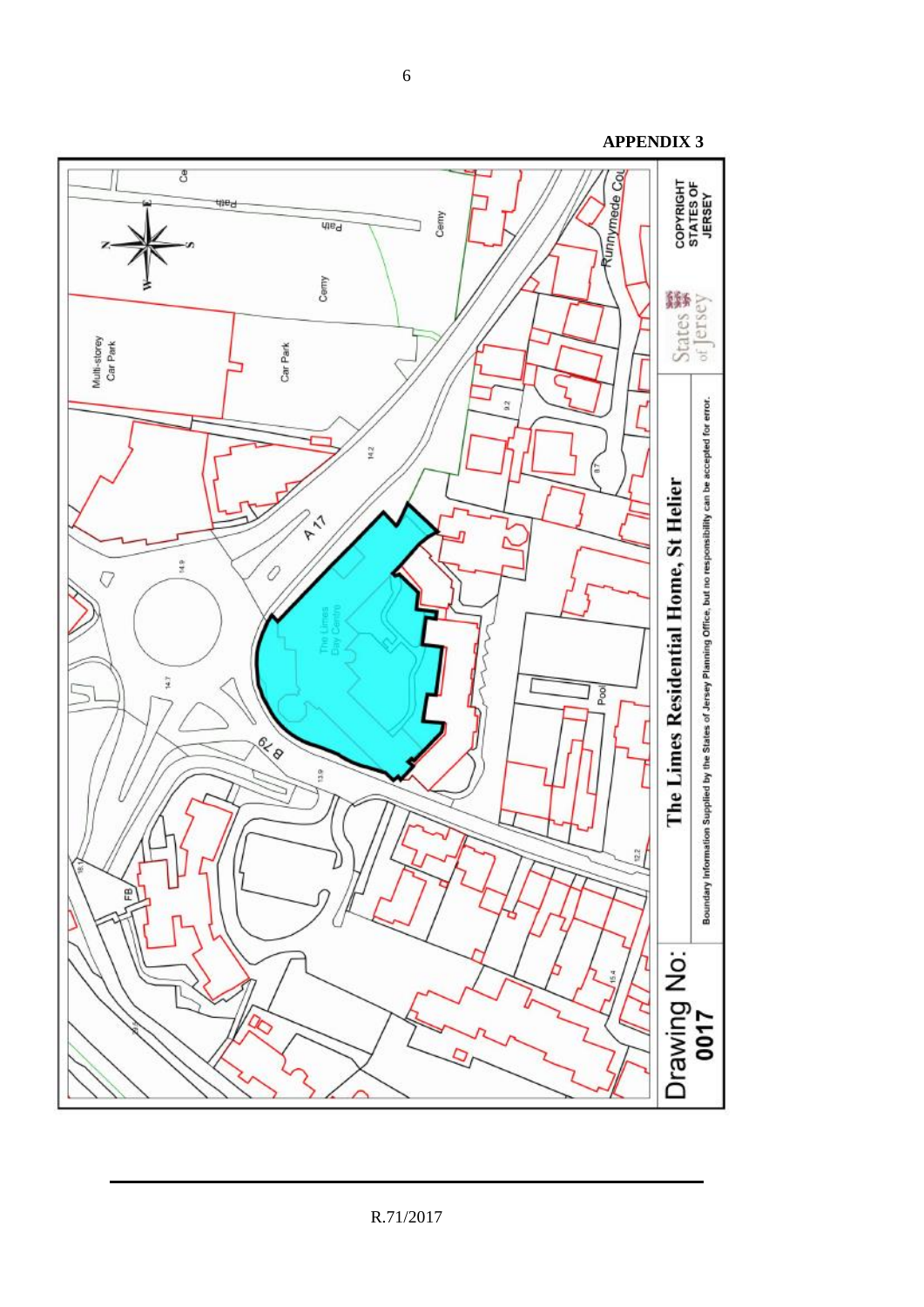**APPENDIX 3**

Multi-storey Car Park

Car Park

Cemy

Cemy

Path

Path

Runnymede Co

A17

B79

The Limes Day Centre

Pool

14.2

14.9

14.7

13.9

12.2

15.4

9.2

8.7

18.1

FB

COPYRIGHT STATES OF JERSEY

States of Jersey

The Limes Residential Home, St Helier

Boundary Information Supplied by the States of Jersey Planning Office, but no responsibility can be accepted for error.

Drawing No: 0017